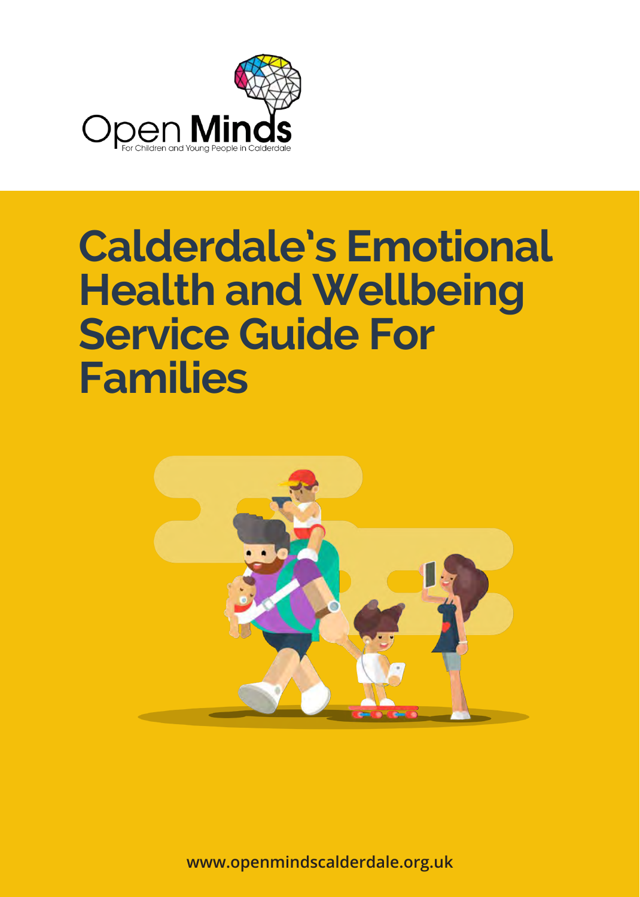Open Minds

For Children and Young People in Calderdale

# Calderdale's Emotional Health and Wellbeing Service Guide For Families

www.openmindscalderdale.org.uk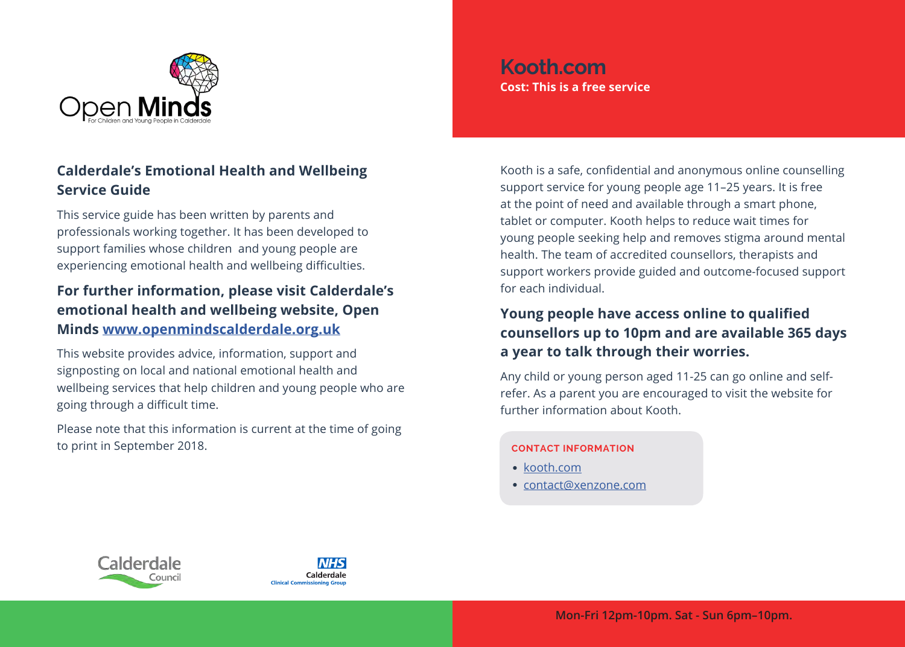Open Minds
For Children and Young People in Calderdale

## Calderdale's Emotional Health and Wellbeing Service Guide

This service guide has been written by parents and professionals working together. It has been developed to support families whose children and young people are experiencing emotional health and wellbeing difficulties.

### For further information, please visit Calderdale's emotional health and wellbeing website, Open Minds [www.openmindscalderdale.org.uk](http://www.openmindscalderdale.org.uk)

This website provides advice, information, support and signposting on local and national emotional health and wellbeing services that help children and young people who are going through a difficult time.

Please note that this information is current at the time of going to print in September 2018.

Calderdale Council

NHS Calderdale Clinical Commissioning Group

# Kooth.com

**Cost: This is a free service**

Kooth is a safe, confidential and anonymous online counselling support service for young people age 11–25 years. It is free at the point of need and available through a smart phone, tablet or computer. Kooth helps to reduce wait times for young people seeking help and removes stigma around mental health. The team of accredited counsellors, therapists and support workers provide guided and outcome-focused support for each individual.

### Young people have access online to qualified counsellors up to 10pm and are available 365 days a year to talk through their worries.

Any child or young person aged 11-25 can go online and self-refer. As a parent you are encouraged to visit the website for further information about Kooth.

**CONTACT INFORMATION**

- [kooth.com](http://kooth.com)
- [contact@xenzone.com](mailto:contact@xenzone.com)

**Mon-Fri 12pm-10pm. Sat - Sun 6pm–10pm.**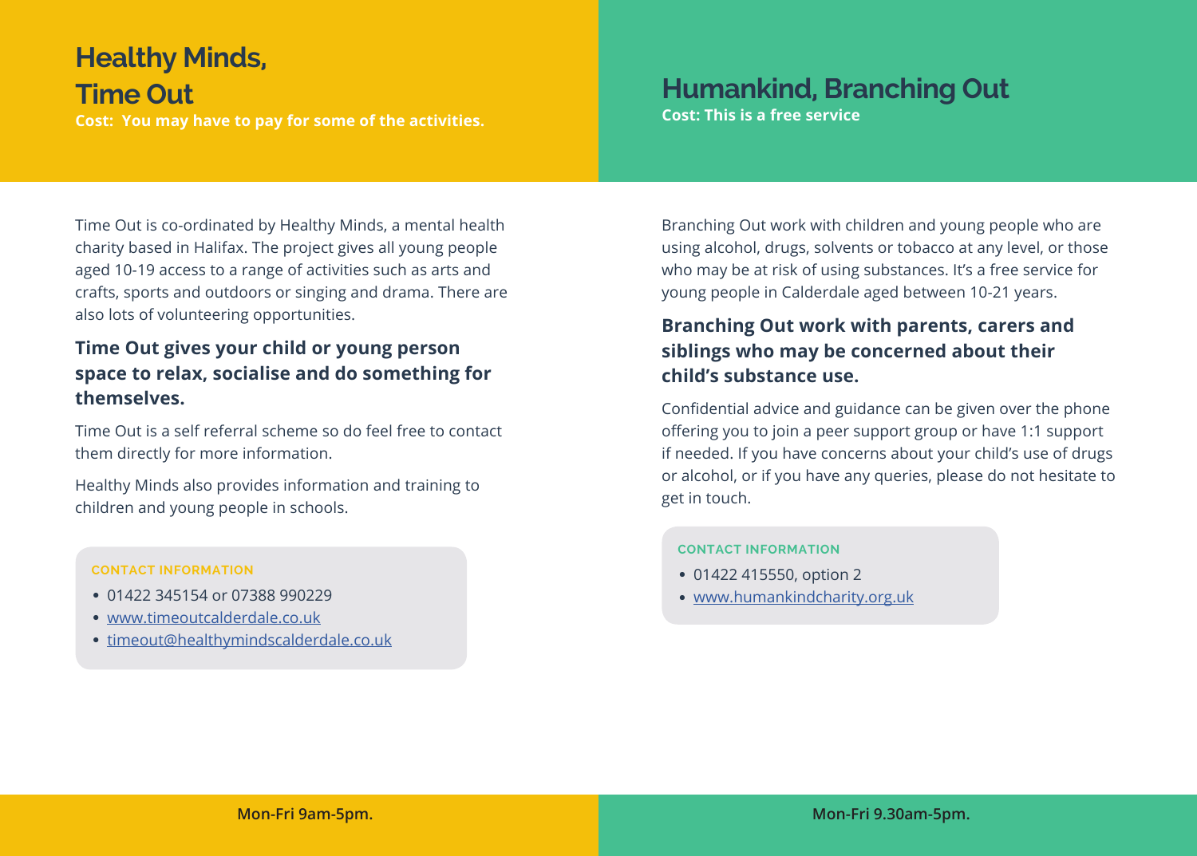## Healthy Minds, Time Out

**Cost: You may have to pay for some of the activities.**

Time Out is co-ordinated by Healthy Minds, a mental health charity based in Halifax. The project gives all young people aged 10-19 access to a range of activities such as arts and crafts, sports and outdoors or singing and drama. There are also lots of volunteering opportunities.

**Time Out gives your child or young person space to relax, socialise and do something for themselves.**

Time Out is a self referral scheme so do feel free to contact them directly for more information.

Healthy Minds also provides information and training to children and young people in schools.

**CONTACT INFORMATION**

- 01422 345154 or 07388 990229
- www.timeoutcalderdale.co.uk
- timeout@healthymindscalderdale.co.uk

**Mon-Fri 9am-5pm.**

## Humankind, Branching Out

**Cost: This is a free service**

Branching Out work with children and young people who are using alcohol, drugs, solvents or tobacco at any level, or those who may be at risk of using substances. It's a free service for young people in Calderdale aged between 10-21 years.

**Branching Out work with parents, carers and siblings who may be concerned about their child's substance use.**

Confidential advice and guidance can be given over the phone offering you to join a peer support group or have 1:1 support if needed. If you have concerns about your child's use of drugs or alcohol, or if you have any queries, please do not hesitate to get in touch.

**CONTACT INFORMATION**

- 01422 415550, option 2
- www.humankindcharity.org.uk

**Mon-Fri 9.30am-5pm.**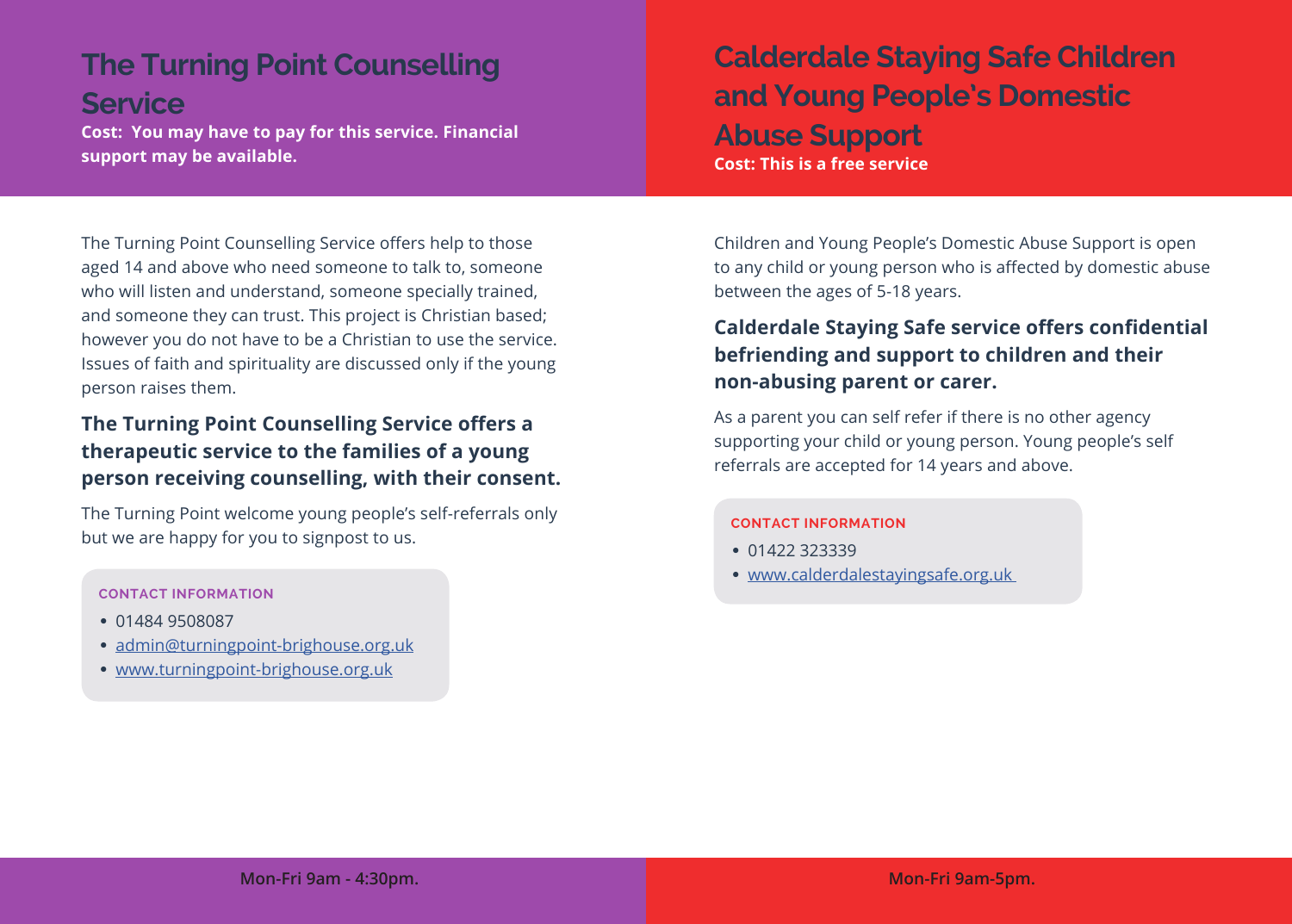## The Turning Point Counselling Service

**Cost: You may have to pay for this service. Financial support may be available.**

The Turning Point Counselling Service offers help to those aged 14 and above who need someone to talk to, someone who will listen and understand, someone specially trained, and someone they can trust. This project is Christian based; however you do not have to be a Christian to use the service. Issues of faith and spirituality are discussed only if the young person raises them.

### The Turning Point Counselling Service offers a therapeutic service to the families of a young person receiving counselling, with their consent.

The Turning Point welcome young people's self-referrals only but we are happy for you to signpost to us.

**CONTACT INFORMATION**

- 01484 9508087
- admin@turningpoint-brighouse.org.uk
- www.turningpoint-brighouse.org.uk

**Mon-Fri 9am - 4:30pm.**

## Calderdale Staying Safe Children and Young People's Domestic Abuse Support

**Cost: This is a free service**

Children and Young People's Domestic Abuse Support is open to any child or young person who is affected by domestic abuse between the ages of 5-18 years.

### Calderdale Staying Safe service offers confidential befriending and support to children and their non-abusing parent or carer.

As a parent you can self refer if there is no other agency supporting your child or young person. Young people's self referrals are accepted for 14 years and above.

**CONTACT INFORMATION**

- 01422 323339
- www.calderdalestayingsafe.org.uk

**Mon-Fri 9am-5pm.**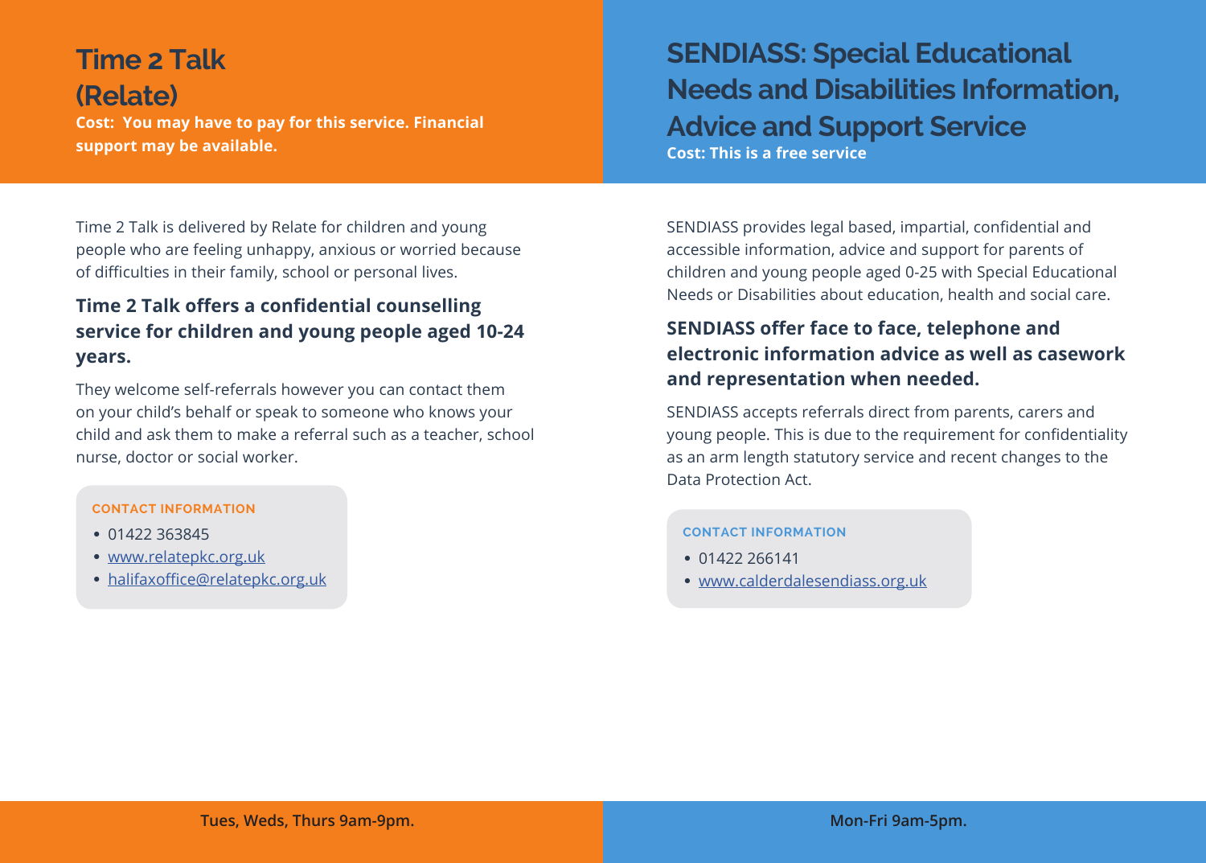## Time 2 Talk (Relate)

**Cost: You may have to pay for this service. Financial support may be available.**

Time 2 Talk is delivered by Relate for children and young people who are feeling unhappy, anxious or worried because of difficulties in their family, school or personal lives.

**Time 2 Talk offers a confidential counselling service for children and young people aged 10-24 years.**

They welcome self-referrals however you can contact them on your child's behalf or speak to someone who knows your child and ask them to make a referral such as a teacher, school nurse, doctor or social worker.

**CONTACT INFORMATION**

- 01422 363845
- www.relatepkc.org.uk
- halifaxoffice@relatepkc.org.uk

**Tues, Weds, Thurs 9am-9pm.**

## SENDIASS: Special Educational Needs and Disabilities Information, Advice and Support Service

**Cost: This is a free service**

SENDIASS provides legal based, impartial, confidential and accessible information, advice and support for parents of children and young people aged 0-25 with Special Educational Needs or Disabilities about education, health and social care.

**SENDIASS offer face to face, telephone and electronic information advice as well as casework and representation when needed.**

SENDIASS accepts referrals direct from parents, carers and young people. This is due to the requirement for confidentiality as an arm length statutory service and recent changes to the Data Protection Act.

**CONTACT INFORMATION**

- 01422 266141
- www.calderdalesendiass.org.uk

**Mon-Fri 9am-5pm.**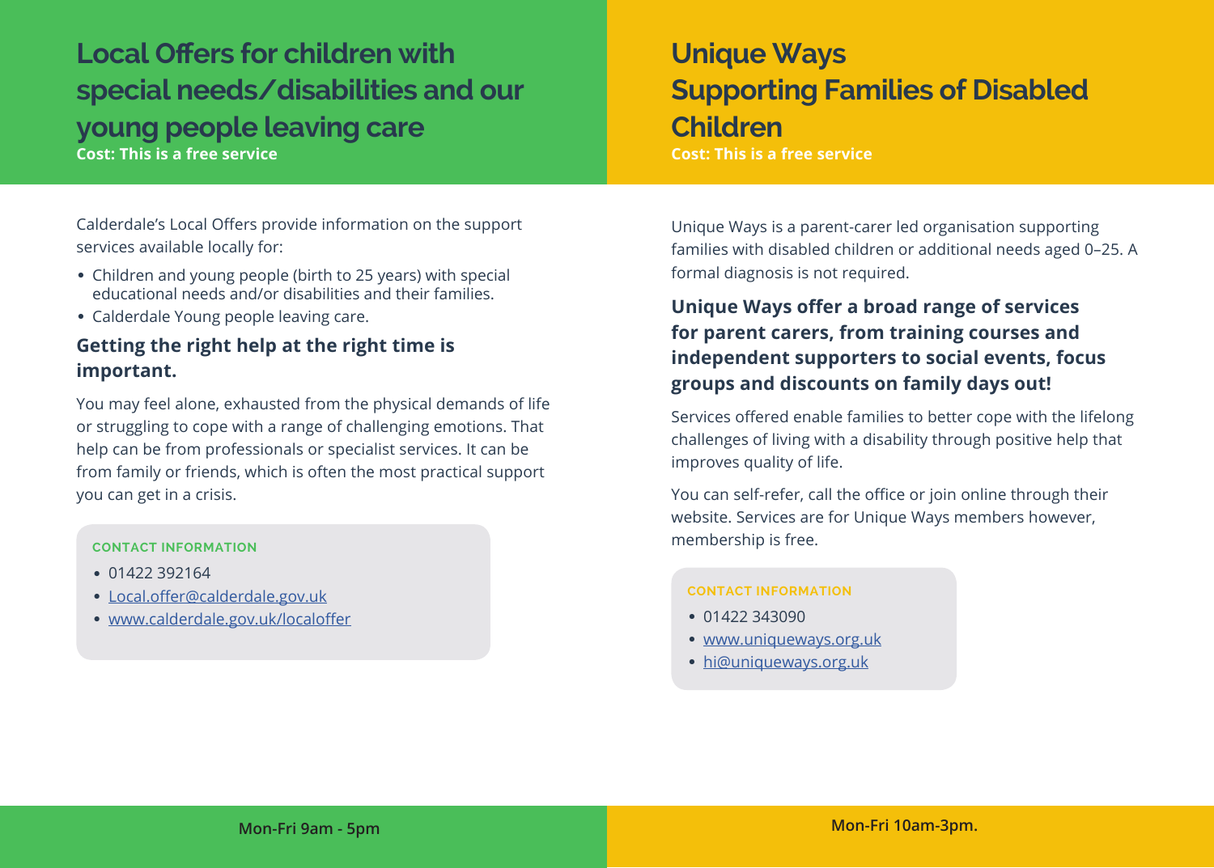## Local Offers for children with special needs/disabilities and our young people leaving care

**Cost: This is a free service**

Calderdale's Local Offers provide information on the support services available locally for:

- Children and young people (birth to 25 years) with special educational needs and/or disabilities and their families.
- Calderdale Young people leaving care.

### Getting the right help at the right time is important.

You may feel alone, exhausted from the physical demands of life or struggling to cope with a range of challenging emotions. That help can be from professionals or specialist services. It can be from family or friends, which is often the most practical support you can get in a crisis.

**CONTACT INFORMATION**

- 01422 392164
- Local.offer@calderdale.gov.uk
- www.calderdale.gov.uk/localoffer

**Mon-Fri 9am - 5pm**

## Unique Ways Supporting Families of Disabled Children

**Cost: This is a free service**

Unique Ways is a parent-carer led organisation supporting families with disabled children or additional needs aged 0–25. A formal diagnosis is not required.

### Unique Ways offer a broad range of services for parent carers, from training courses and independent supporters to social events, focus groups and discounts on family days out!

Services offered enable families to better cope with the lifelong challenges of living with a disability through positive help that improves quality of life.

You can self-refer, call the office or join online through their website. Services are for Unique Ways members however, membership is free.

**CONTACT INFORMATION**

- 01422 343090
- www.uniqueways.org.uk
- hi@uniqueways.org.uk

**Mon-Fri 10am-3pm.**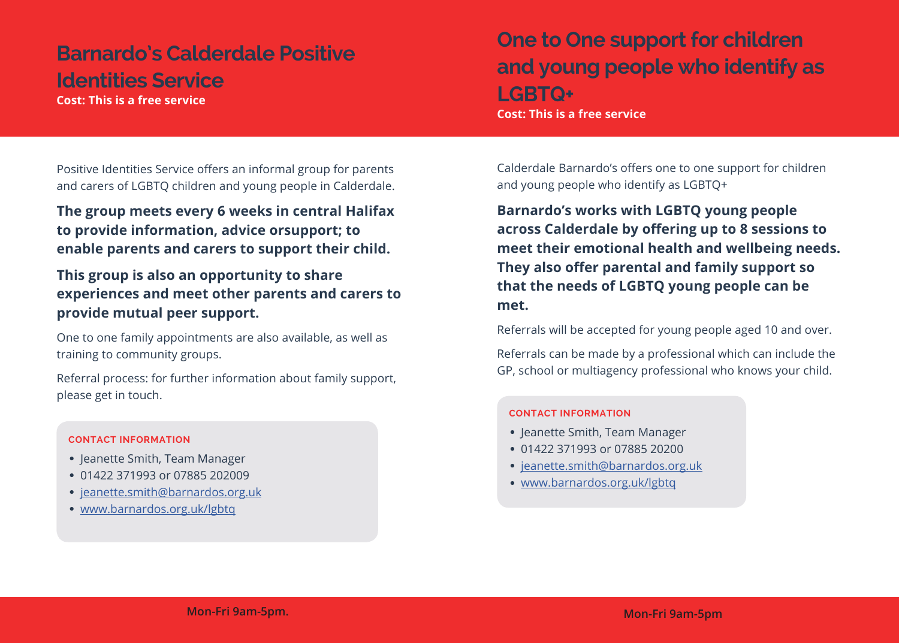## Barnardo's Calderdale Positive Identities Service

**Cost: This is a free service**

Positive Identities Service offers an informal group for parents and carers of LGBTQ children and young people in Calderdale.

**The group meets every 6 weeks in central Halifax to provide information, advice orsupport; to enable parents and carers to support their child.**

**This group is also an opportunity to share experiences and meet other parents and carers to provide mutual peer support.**

One to one family appointments are also available, as well as training to community groups.

Referral process: for further information about family support, please get in touch.

**CONTACT INFORMATION**

- Jeanette Smith, Team Manager
- 01422 371993 or 07885 202009
- jeanette.smith@barnardos.org.uk
- www.barnardos.org.uk/lgbtq

Mon-Fri 9am-5pm.

## One to One support for children and young people who identify as LGBTQ+

**Cost: This is a free service**

Calderdale Barnardo's offers one to one support for children and young people who identify as LGBTQ+

**Barnardo's works with LGBTQ young people across Calderdale by offering up to 8 sessions to meet their emotional health and wellbeing needs. They also offer parental and family support so that the needs of LGBTQ young people can be met.**

Referrals will be accepted for young people aged 10 and over.

Referrals can be made by a professional which can include the GP, school or multiagency professional who knows your child.

**CONTACT INFORMATION**

- Jeanette Smith, Team Manager
- 01422 371993 or 07885 20200
- jeanette.smith@barnardos.org.uk
- www.barnardos.org.uk/lgbtq

Mon-Fri 9am-5pm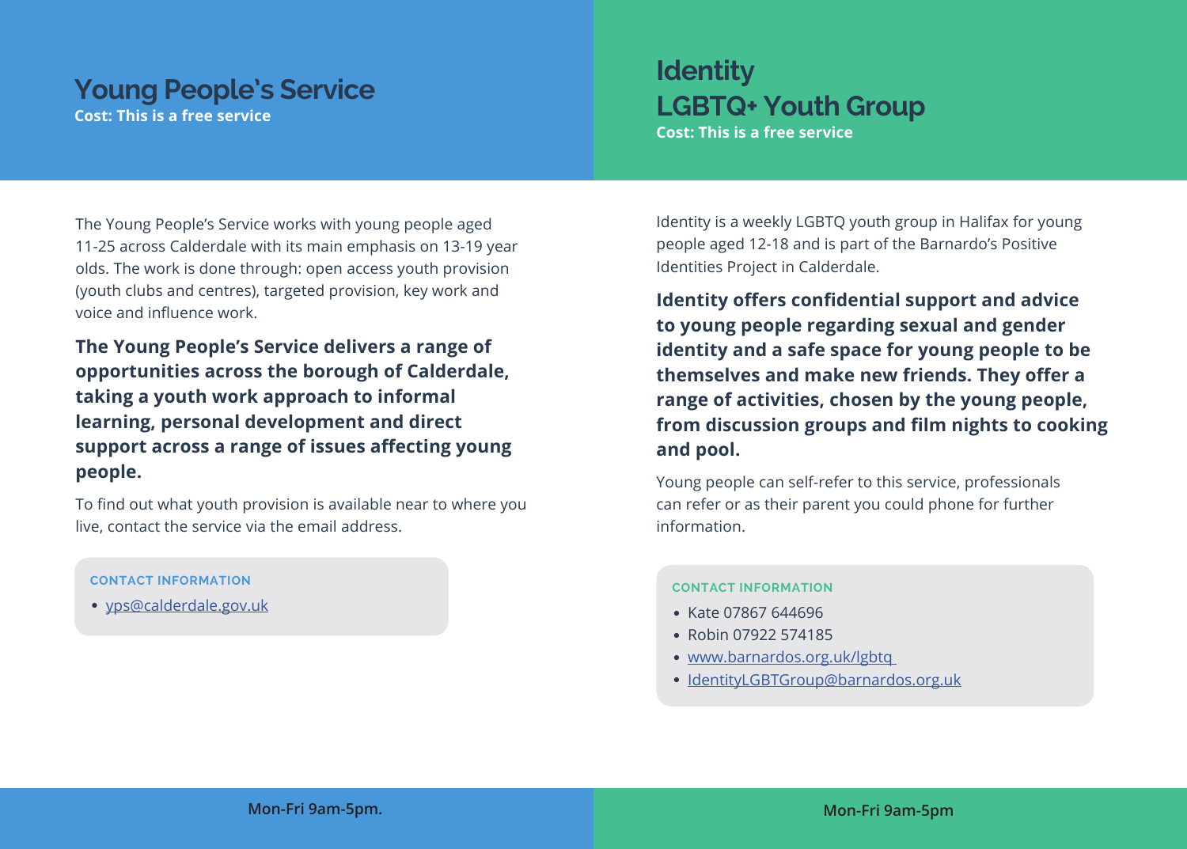## Young People's Service

**Cost: This is a free service**

The Young People's Service works with young people aged 11-25 across Calderdale with its main emphasis on 13-19 year olds. The work is done through: open access youth provision (youth clubs and centres), targeted provision, key work and voice and influence work.

**The Young People's Service delivers a range of opportunities across the borough of Calderdale, taking a youth work approach to informal learning, personal development and direct support across a range of issues affecting young people.**

To find out what youth provision is available near to where you live, contact the service via the email address.

**CONTACT INFORMATION**

- yps@calderdale.gov.uk

**Mon-Fri 9am-5pm.**

## Identity LGBTQ+ Youth Group

**Cost: This is a free service**

Identity is a weekly LGBTQ youth group in Halifax for young people aged 12-18 and is part of the Barnardo's Positive Identities Project in Calderdale.

**Identity offers confidential support and advice to young people regarding sexual and gender identity and a safe space for young people to be themselves and make new friends. They offer a range of activities, chosen by the young people, from discussion groups and film nights to cooking and pool.**

Young people can self-refer to this service, professionals can refer or as their parent you could phone for further information.

**CONTACT INFORMATION**

- Kate 07867 644696
- Robin 07922 574185
- www.barnardos.org.uk/lgbtq
- IdentityLGBTGroup@barnardos.org.uk

**Mon-Fri 9am-5pm**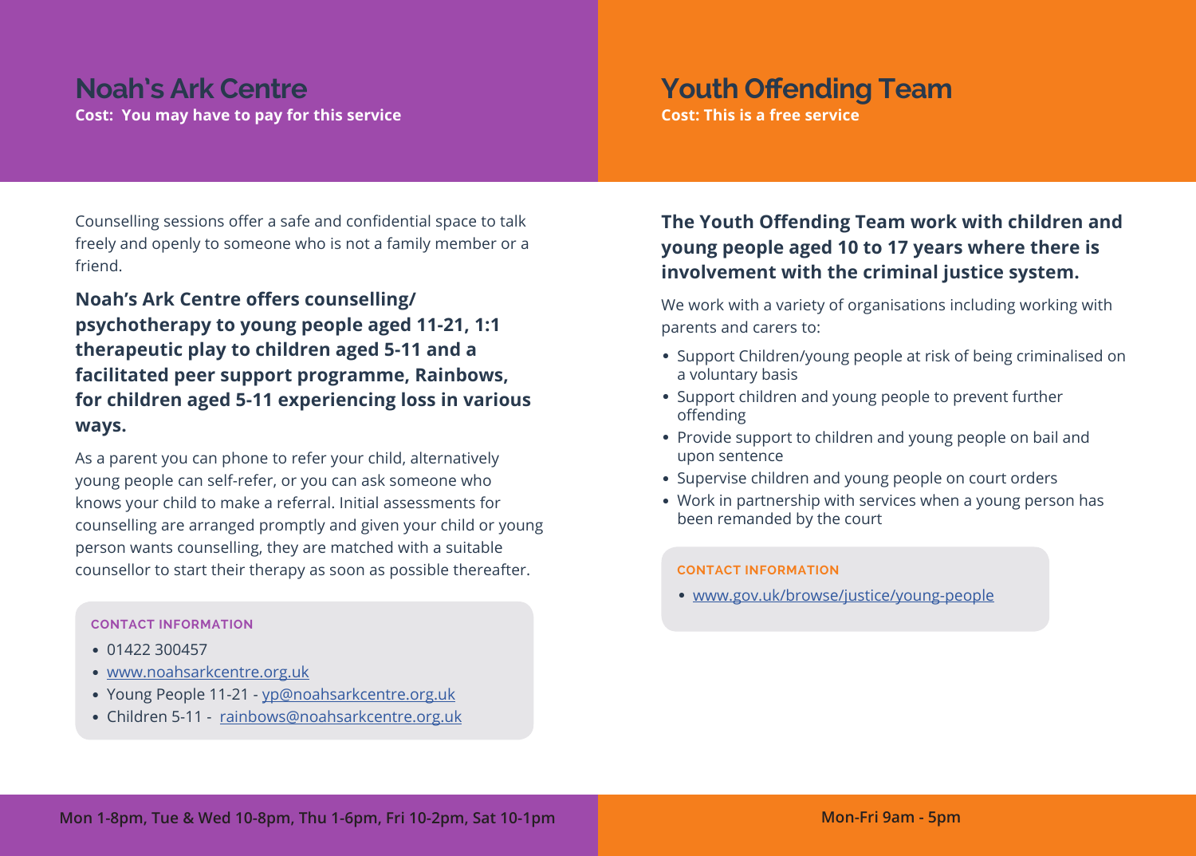## Noah's Ark Centre

**Cost: You may have to pay for this service**

Counselling sessions offer a safe and confidential space to talk freely and openly to someone who is not a family member or a friend.

**Noah's Ark Centre offers counselling/ psychotherapy to young people aged 11-21, 1:1 therapeutic play to children aged 5-11 and a facilitated peer support programme, Rainbows, for children aged 5-11 experiencing loss in various ways.**

As a parent you can phone to refer your child, alternatively young people can self-refer, or you can ask someone who knows your child to make a referral. Initial assessments for counselling are arranged promptly and given your child or young person wants counselling, they are matched with a suitable counsellor to start their therapy as soon as possible thereafter.

**CONTACT INFORMATION**

- 01422 300457
- www.noahsarkcentre.org.uk
- Young People 11-21 - yp@noahsarkcentre.org.uk
- Children 5-11 - rainbows@noahsarkcentre.org.uk

**Mon 1-8pm, Tue & Wed 10-8pm, Thu 1-6pm, Fri 10-2pm, Sat 10-1pm**

## Youth Offending Team

**Cost: This is a free service**

**The Youth Offending Team work with children and young people aged 10 to 17 years where there is involvement with the criminal justice system.**

We work with a variety of organisations including working with parents and carers to:

- Support Children/young people at risk of being criminalised on a voluntary basis
- Support children and young people to prevent further offending
- Provide support to children and young people on bail and upon sentence
- Supervise children and young people on court orders
- Work in partnership with services when a young person has been remanded by the court

**CONTACT INFORMATION**

- www.gov.uk/browse/justice/young-people

**Mon-Fri 9am - 5pm**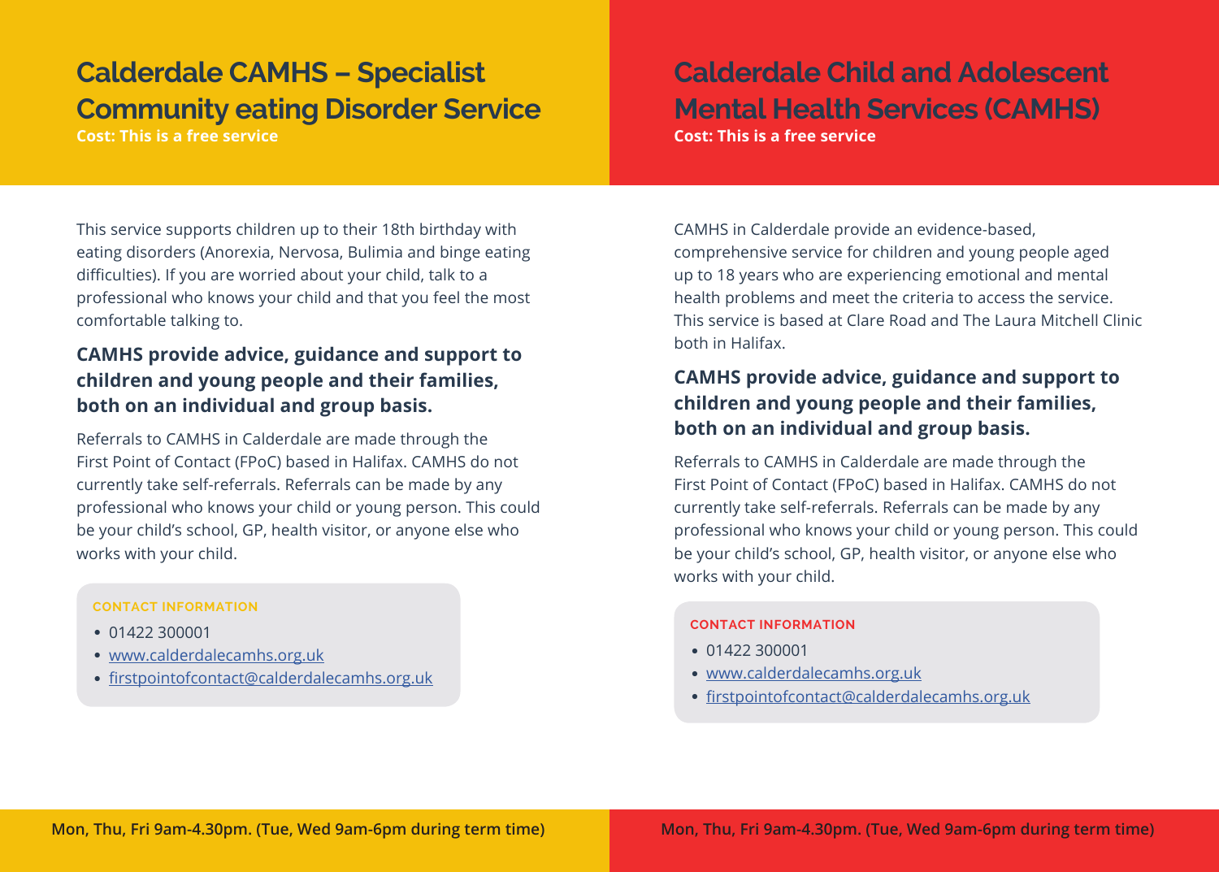## Calderdale CAMHS – Specialist Community eating Disorder Service

**Cost: This is a free service**

This service supports children up to their 18th birthday with eating disorders (Anorexia, Nervosa, Bulimia and binge eating difficulties). If you are worried about your child, talk to a professional who knows your child and that you feel the most comfortable talking to.

### CAMHS provide advice, guidance and support to children and young people and their families, both on an individual and group basis.

Referrals to CAMHS in Calderdale are made through the First Point of Contact (FPoC) based in Halifax. CAMHS do not currently take self-referrals. Referrals can be made by any professional who knows your child or young person. This could be your child's school, GP, health visitor, or anyone else who works with your child.

**CONTACT INFORMATION**

- 01422 300001
- www.calderdalecamhs.org.uk
- firstpointofcontact@calderdalecamhs.org.uk

**Mon, Thu, Fri 9am-4.30pm. (Tue, Wed 9am-6pm during term time)**

## Calderdale Child and Adolescent Mental Health Services (CAMHS)

**Cost: This is a free service**

CAMHS in Calderdale provide an evidence-based, comprehensive service for children and young people aged up to 18 years who are experiencing emotional and mental health problems and meet the criteria to access the service. This service is based at Clare Road and The Laura Mitchell Clinic both in Halifax.

### CAMHS provide advice, guidance and support to children and young people and their families, both on an individual and group basis.

Referrals to CAMHS in Calderdale are made through the First Point of Contact (FPoC) based in Halifax. CAMHS do not currently take self-referrals. Referrals can be made by any professional who knows your child or young person. This could be your child's school, GP, health visitor, or anyone else who works with your child.

**CONTACT INFORMATION**

- 01422 300001
- www.calderdalecamhs.org.uk
- firstpointofcontact@calderdalecamhs.org.uk

**Mon, Thu, Fri 9am-4.30pm. (Tue, Wed 9am-6pm during term time)**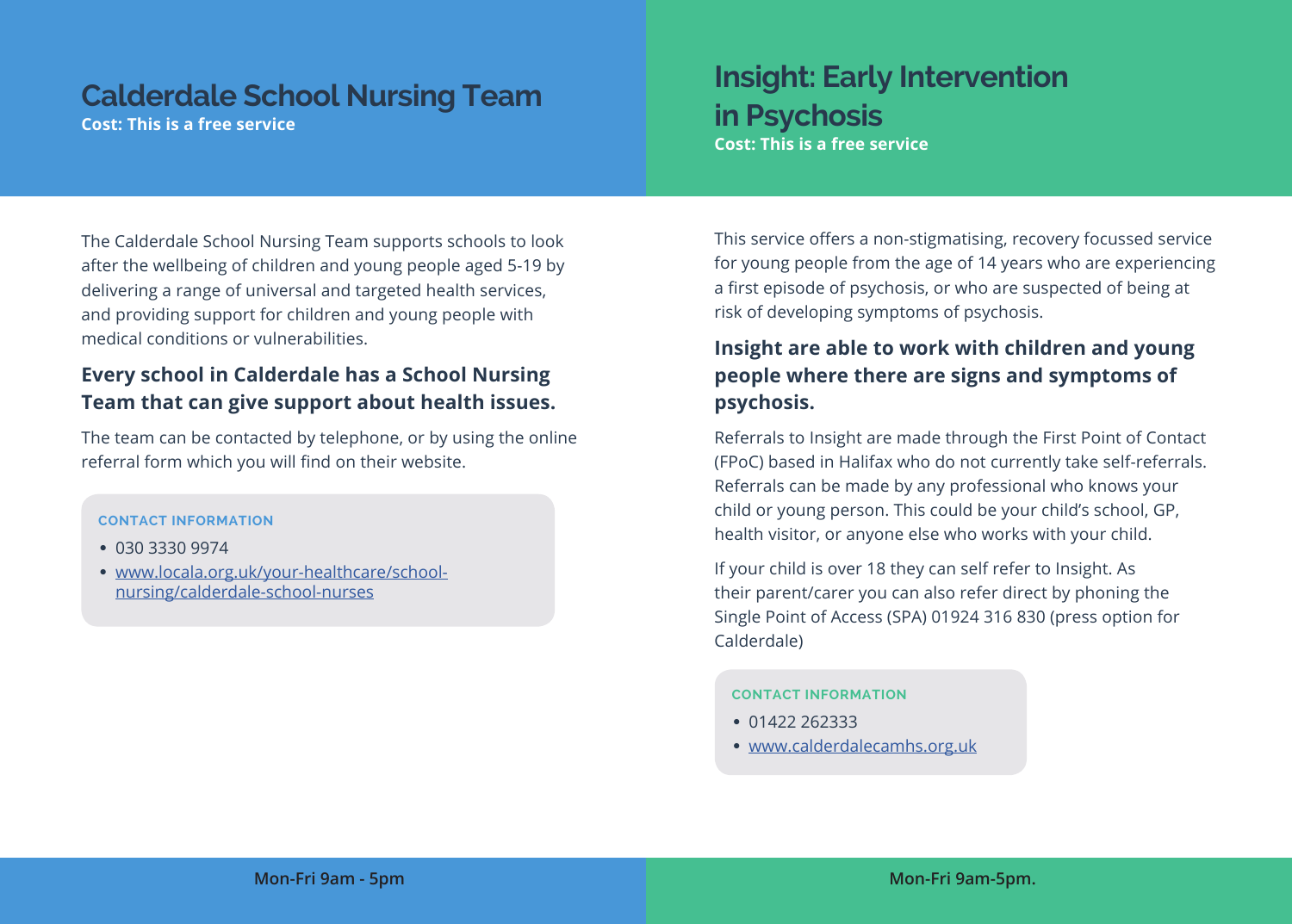## Calderdale School Nursing Team

**Cost: This is a free service**

The Calderdale School Nursing Team supports schools to look after the wellbeing of children and young people aged 5-19 by delivering a range of universal and targeted health services, and providing support for children and young people with medical conditions or vulnerabilities.

**Every school in Calderdale has a School Nursing Team that can give support about health issues.**

The team can be contacted by telephone, or by using the online referral form which you will find on their website.

**CONTACT INFORMATION**

- 030 3330 9974
- www.locala.org.uk/your-healthcare/school-nursing/calderdale-school-nurses

**Mon-Fri 9am - 5pm**

## Insight: Early Intervention in Psychosis

**Cost: This is a free service**

This service offers a non-stigmatising, recovery focussed service for young people from the age of 14 years who are experiencing a first episode of psychosis, or who are suspected of being at risk of developing symptoms of psychosis.

**Insight are able to work with children and young people where there are signs and symptoms of psychosis.**

Referrals to Insight are made through the First Point of Contact (FPoC) based in Halifax who do not currently take self-referrals. Referrals can be made by any professional who knows your child or young person. This could be your child's school, GP, health visitor, or anyone else who works with your child.

If your child is over 18 they can self refer to Insight. As their parent/carer you can also refer direct by phoning the Single Point of Access (SPA) 01924 316 830 (press option for Calderdale)

**CONTACT INFORMATION**

- 01422 262333
- www.calderdalecamhs.org.uk

**Mon-Fri 9am-5pm.**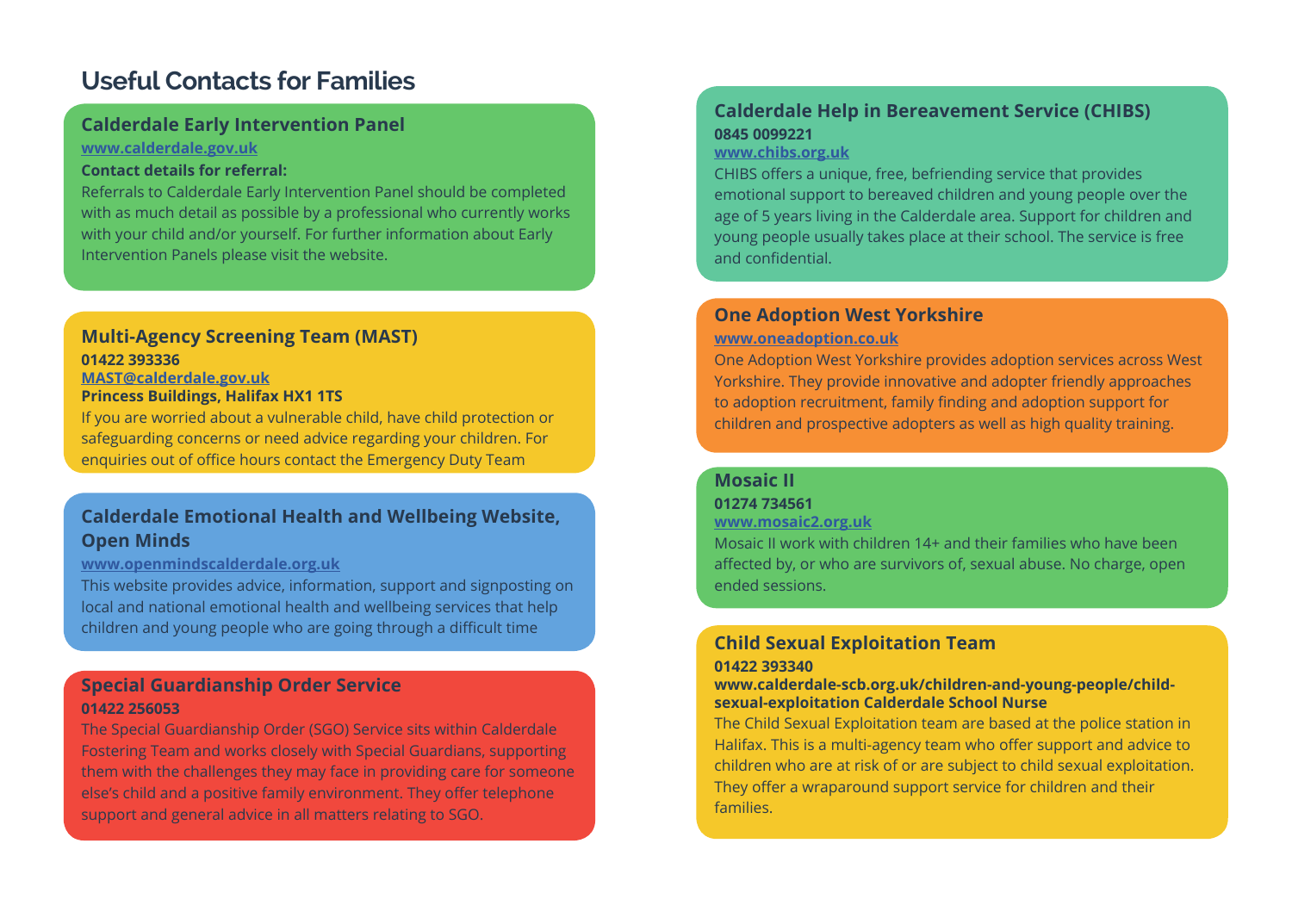# Useful Contacts for Families

## Calderdale Early Intervention Panel

www.calderdale.gov.uk

**Contact details for referral:**

Referrals to Calderdale Early Intervention Panel should be completed with as much detail as possible by a professional who currently works with your child and/or yourself. For further information about Early Intervention Panels please visit the website.

## Multi-Agency Screening Team (MAST)

**01422 393336**

MAST@calderdale.gov.uk

**Princess Buildings, Halifax HX1 1TS**

If you are worried about a vulnerable child, have child protection or safeguarding concerns or need advice regarding your children. For enquiries out of office hours contact the Emergency Duty Team

## Calderdale Emotional Health and Wellbeing Website, Open Minds

www.openmindscalderdale.org.uk

This website provides advice, information, support and signposting on local and national emotional health and wellbeing services that help children and young people who are going through a difficult time

## Special Guardianship Order Service

**01422 256053**

The Special Guardianship Order (SGO) Service sits within Calderdale Fostering Team and works closely with Special Guardians, supporting them with the challenges they may face in providing care for someone else's child and a positive family environment. They offer telephone support and general advice in all matters relating to SGO.

## Calderdale Help in Bereavement Service (CHIBS)

**0845 0099221**

www.chibs.org.uk

CHIBS offers a unique, free, befriending service that provides emotional support to bereaved children and young people over the age of 5 years living in the Calderdale area. Support for children and young people usually takes place at their school. The service is free and confidential.

## One Adoption West Yorkshire

www.oneadoption.co.uk

One Adoption West Yorkshire provides adoption services across West Yorkshire. They provide innovative and adopter friendly approaches to adoption recruitment, family finding and adoption support for children and prospective adopters as well as high quality training.

## Mosaic II

**01274 734561**

www.mosaic2.org.uk

Mosaic II work with children 14+ and their families who have been affected by, or who are survivors of, sexual abuse. No charge, open ended sessions.

## Child Sexual Exploitation Team

**01422 393340**

**www.calderdale-scb.org.uk/children-and-young-people/child-sexual-exploitation Calderdale School Nurse**

The Child Sexual Exploitation team are based at the police station in Halifax. This is a multi-agency team who offer support and advice to children who are at risk of or are subject to child sexual exploitation. They offer a wraparound support service for children and their families.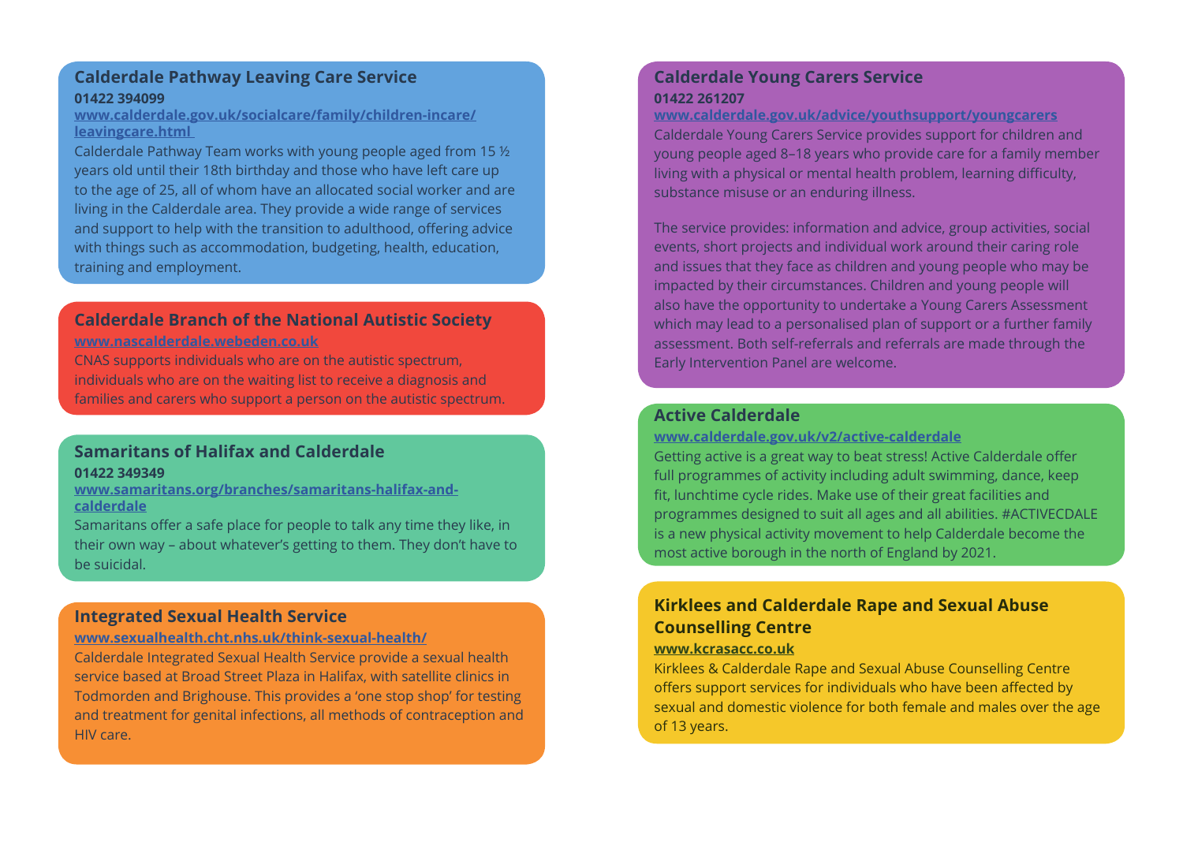## Calderdale Pathway Leaving Care Service

**01422 394099**

**www.calderdale.gov.uk/socialcare/family/children-incare/leavingcare.html**

Calderdale Pathway Team works with young people aged from 15 ½ years old until their 18th birthday and those who have left care up to the age of 25, all of whom have an allocated social worker and are living in the Calderdale area. They provide a wide range of services and support to help with the transition to adulthood, offering advice with things such as accommodation, budgeting, health, education, training and employment.

## Calderdale Branch of the National Autistic Society

**www.nascalderdale.webeden.co.uk**

CNAS supports individuals who are on the autistic spectrum, individuals who are on the waiting list to receive a diagnosis and families and carers who support a person on the autistic spectrum.

## Samaritans of Halifax and Calderdale

**01422 349349**

**www.samaritans.org/branches/samaritans-halifax-and-calderdale**

Samaritans offer a safe place for people to talk any time they like, in their own way – about whatever's getting to them. They don't have to be suicidal.

## Integrated Sexual Health Service

**www.sexualhealth.cht.nhs.uk/think-sexual-health/**

Calderdale Integrated Sexual Health Service provide a sexual health service based at Broad Street Plaza in Halifax, with satellite clinics in Todmorden and Brighouse. This provides a 'one stop shop' for testing and treatment for genital infections, all methods of contraception and HIV care.

## Calderdale Young Carers Service

**01422 261207**

**www.calderdale.gov.uk/advice/youthsupport/youngcarers**

Calderdale Young Carers Service provides support for children and young people aged 8–18 years who provide care for a family member living with a physical or mental health problem, learning difficulty, substance misuse or an enduring illness.

The service provides: information and advice, group activities, social events, short projects and individual work around their caring role and issues that they face as children and young people who may be impacted by their circumstances. Children and young people will also have the opportunity to undertake a Young Carers Assessment which may lead to a personalised plan of support or a further family assessment. Both self-referrals and referrals are made through the Early Intervention Panel are welcome.

## Active Calderdale

**www.calderdale.gov.uk/v2/active-calderdale**

Getting active is a great way to beat stress! Active Calderdale offer full programmes of activity including adult swimming, dance, keep fit, lunchtime cycle rides. Make use of their great facilities and programmes designed to suit all ages and all abilities. #ACTIVECDALE is a new physical activity movement to help Calderdale become the most active borough in the north of England by 2021.

## Kirklees and Calderdale Rape and Sexual Abuse Counselling Centre

**www.kcrasacc.co.uk**

Kirklees & Calderdale Rape and Sexual Abuse Counselling Centre offers support services for individuals who have been affected by sexual and domestic violence for both female and males over the age of 13 years.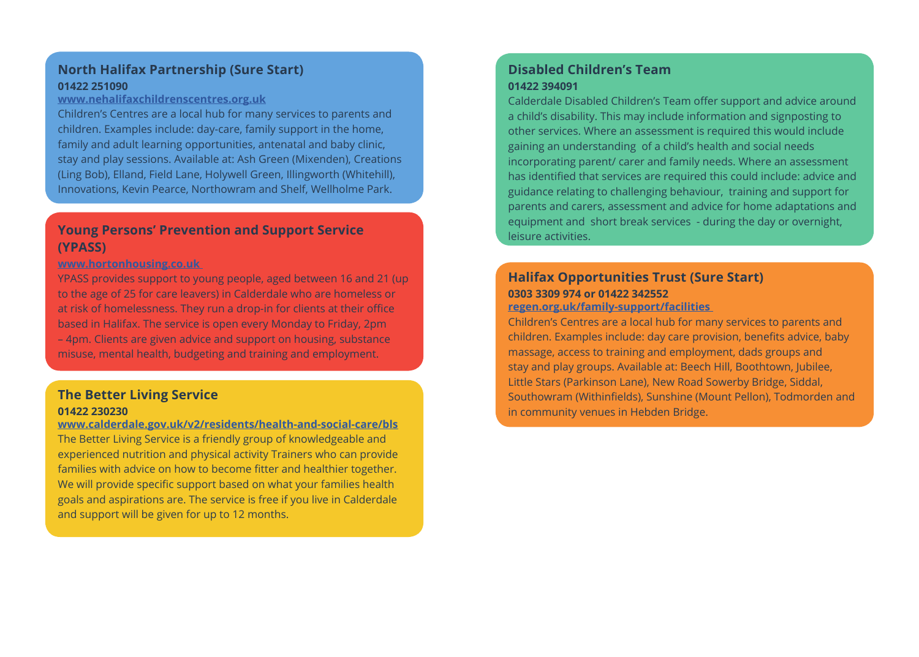## North Halifax Partnership (Sure Start)

**01422 251090**

**www.nehalifaxchildrenscentres.org.uk**

Children's Centres are a local hub for many services to parents and children. Examples include: day-care, family support in the home, family and adult learning opportunities, antenatal and baby clinic, stay and play sessions. Available at: Ash Green (Mixenden), Creations (Ling Bob), Elland, Field Lane, Holywell Green, Illingworth (Whitehill), Innovations, Kevin Pearce, Northowram and Shelf, Wellholme Park.

## Young Persons' Prevention and Support Service (YPASS)

**www.hortonhousing.co.uk**

YPASS provides support to young people, aged between 16 and 21 (up to the age of 25 for care leavers) in Calderdale who are homeless or at risk of homelessness. They run a drop-in for clients at their office based in Halifax. The service is open every Monday to Friday, 2pm – 4pm. Clients are given advice and support on housing, substance misuse, mental health, budgeting and training and employment.

## The Better Living Service

**01422 230230**

**www.calderdale.gov.uk/v2/residents/health-and-social-care/bls**

The Better Living Service is a friendly group of knowledgeable and experienced nutrition and physical activity Trainers who can provide families with advice on how to become fitter and healthier together. We will provide specific support based on what your families health goals and aspirations are. The service is free if you live in Calderdale and support will be given for up to 12 months.

## Disabled Children's Team

**01422 394091**

Calderdale Disabled Children's Team offer support and advice around a child's disability. This may include information and signposting to other services. Where an assessment is required this would include gaining an understanding of a child's health and social needs incorporating parent/ carer and family needs. Where an assessment has identified that services are required this could include: advice and guidance relating to challenging behaviour, training and support for parents and carers, assessment and advice for home adaptations and equipment and short break services - during the day or overnight, leisure activities.

## Halifax Opportunities Trust (Sure Start)

**0303 3309 974 or 01422 342552**

**regen.org.uk/family-support/facilities**

Children's Centres are a local hub for many services to parents and children. Examples include: day care provision, benefits advice, baby massage, access to training and employment, dads groups and stay and play groups. Available at: Beech Hill, Boothtown, Jubilee, Little Stars (Parkinson Lane), New Road Sowerby Bridge, Siddal, Southowram (Withinfields), Sunshine (Mount Pellon), Todmorden and in community venues in Hebden Bridge.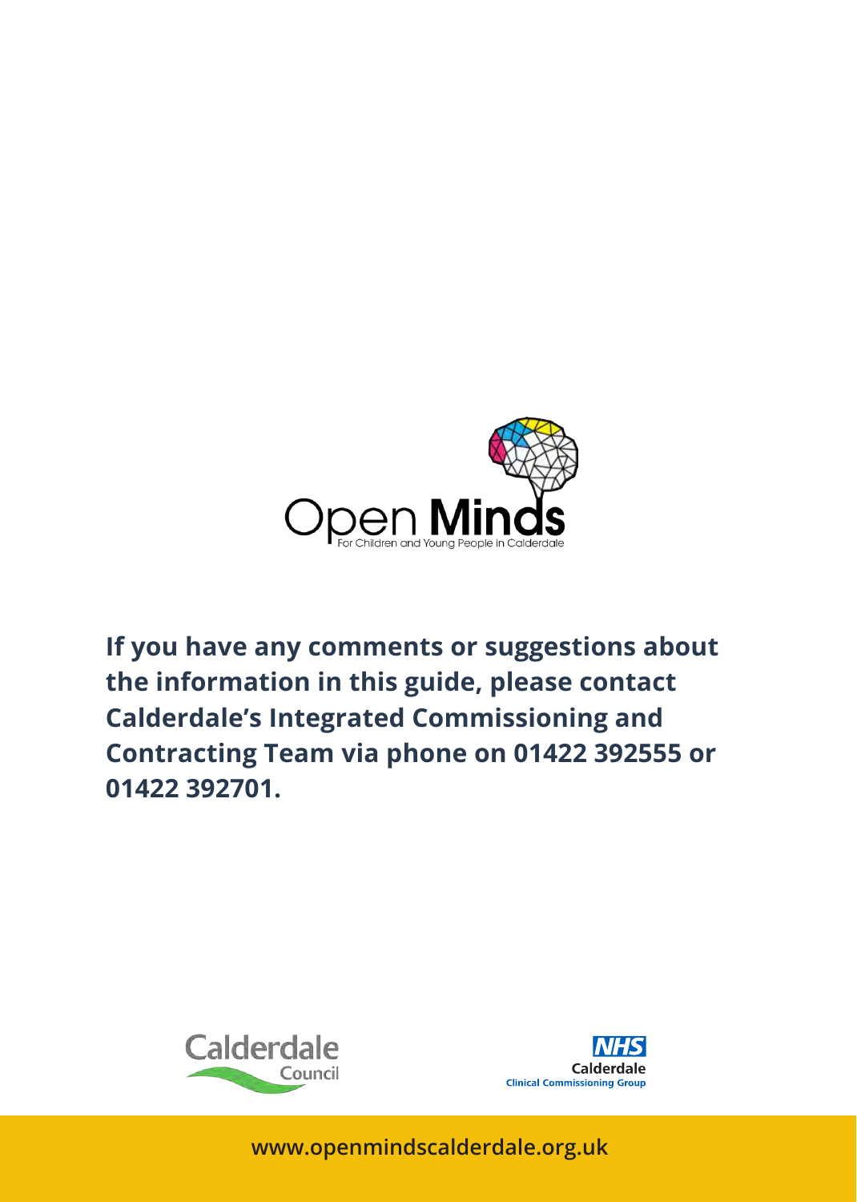Open Minds

For Children and Young People in Calderdale

**If you have any comments or suggestions about the information in this guide, please contact Calderdale's Integrated Commissioning and Contracting Team via phone on 01422 392555 or 01422 392701.**

Calderdale Council

NHS Calderdale Clinical Commissioning Group

www.openmindscalderdale.org.uk